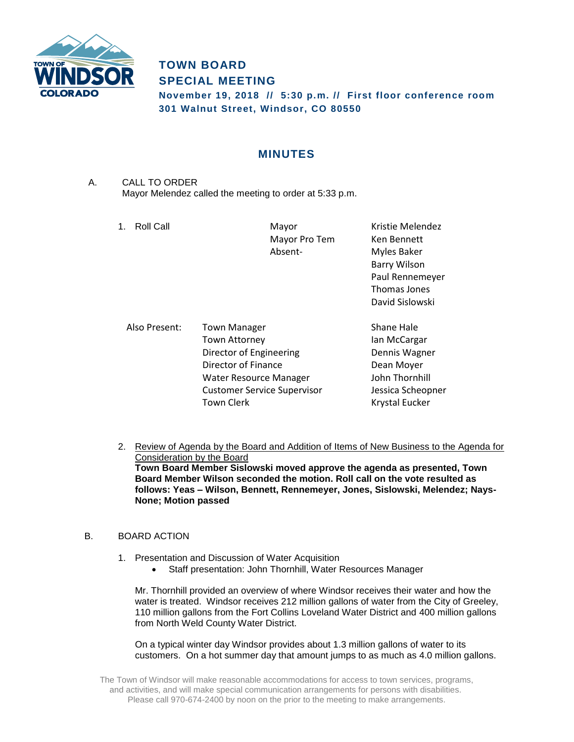# TOWN BOARD
# SPECIAL MEETING

**November 19, 2018 // 5:30 p.m. // First floor conference room**
**301 Walnut Street, Windsor, CO 80550**

## MINUTES

A. CALL TO ORDER
Mayor Melendez called the meeting to order at 5:33 p.m.

1. Roll Call

| | |
|---|---|
| Mayor | Kristie Melendez |
| Mayor Pro Tem | Ken Bennett |
| Absent- | Myles Baker |
| | Barry Wilson |
| | Paul Rennemeyer |
| | Thomas Jones |
| | David Sislowski |

Also Present:

| | |
|---|---|
| Town Manager | Shane Hale |
| Town Attorney | Ian McCargar |
| Director of Engineering | Dennis Wagner |
| Director of Finance | Dean Moyer |
| Water Resource Manager | John Thornhill |
| Customer Service Supervisor | Jessica Scheopner |
| Town Clerk | Krystal Eucker |

2. Review of Agenda by the Board and Addition of Items of New Business to the Agenda for Consideration by the Board
**Town Board Member Sislowski moved approve the agenda as presented, Town Board Member Wilson seconded the motion. Roll call on the vote resulted as follows: Yeas – Wilson, Bennett, Rennemeyer, Jones, Sislowski, Melendez; Nays-None; Motion passed**

B. BOARD ACTION

1. Presentation and Discussion of Water Acquisition
   - Staff presentation: John Thornhill, Water Resources Manager

Mr. Thornhill provided an overview of where Windsor receives their water and how the water is treated. Windsor receives 212 million gallons of water from the City of Greeley, 110 million gallons from the Fort Collins Loveland Water District and 400 million gallons from North Weld County Water District.

On a typical winter day Windsor provides about 1.3 million gallons of water to its customers. On a hot summer day that amount jumps to as much as 4.0 million gallons.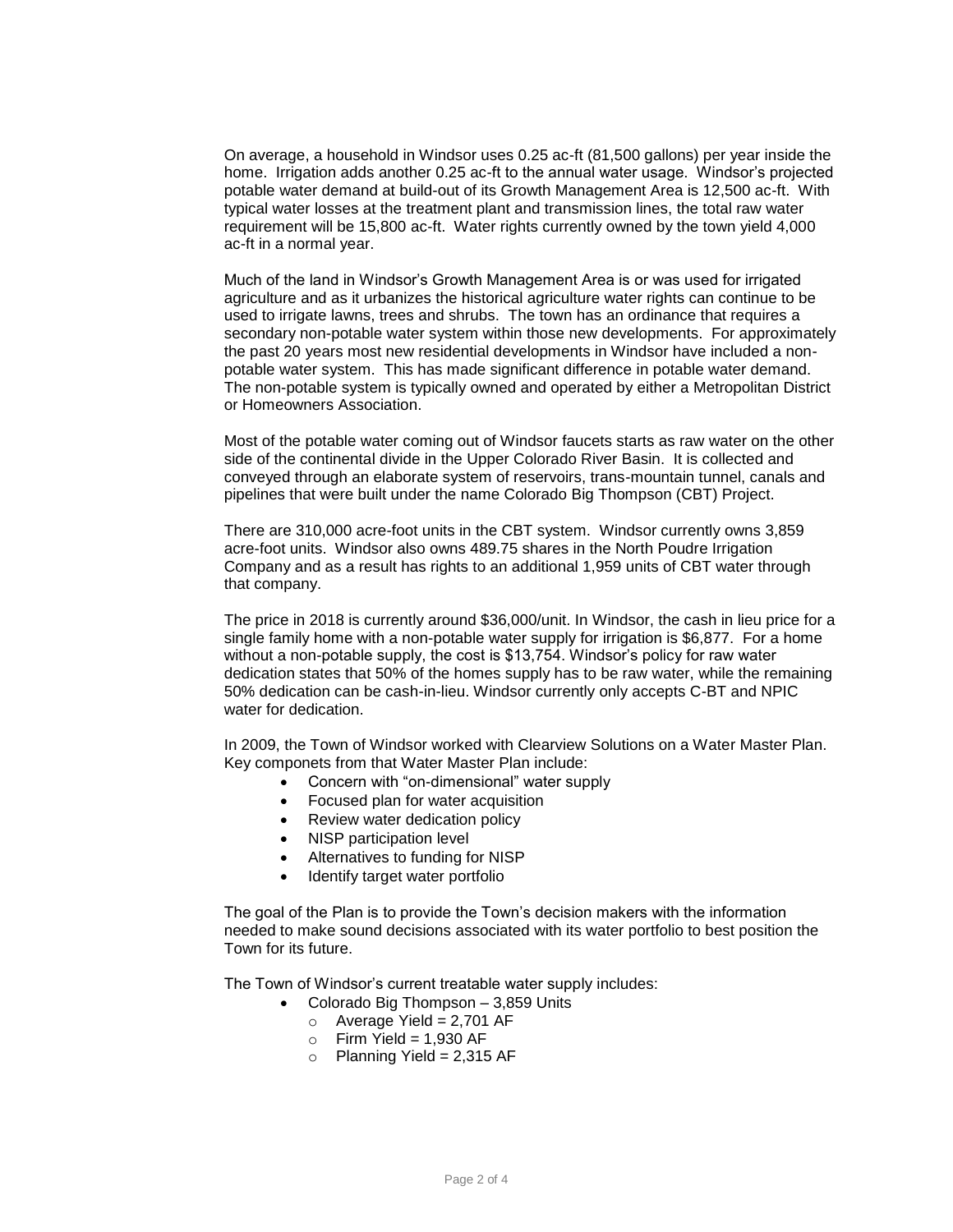On average, a household in Windsor uses 0.25 ac-ft (81,500 gallons) per year inside the home. Irrigation adds another 0.25 ac-ft to the annual water usage. Windsor's projected potable water demand at build-out of its Growth Management Area is 12,500 ac-ft. With typical water losses at the treatment plant and transmission lines, the total raw water requirement will be 15,800 ac-ft. Water rights currently owned by the town yield 4,000 ac-ft in a normal year.

Much of the land in Windsor's Growth Management Area is or was used for irrigated agriculture and as it urbanizes the historical agriculture water rights can continue to be used to irrigate lawns, trees and shrubs. The town has an ordinance that requires a secondary non-potable water system within those new developments. For approximately the past 20 years most new residential developments in Windsor have included a non-potable water system. This has made significant difference in potable water demand. The non-potable system is typically owned and operated by either a Metropolitan District or Homeowners Association.

Most of the potable water coming out of Windsor faucets starts as raw water on the other side of the continental divide in the Upper Colorado River Basin. It is collected and conveyed through an elaborate system of reservoirs, trans-mountain tunnel, canals and pipelines that were built under the name Colorado Big Thompson (CBT) Project.

There are 310,000 acre-foot units in the CBT system. Windsor currently owns 3,859 acre-foot units. Windsor also owns 489.75 shares in the North Poudre Irrigation Company and as a result has rights to an additional 1,959 units of CBT water through that company.

The price in 2018 is currently around $36,000/unit. In Windsor, the cash in lieu price for a single family home with a non-potable water supply for irrigation is $6,877. For a home without a non-potable supply, the cost is $13,754. Windsor's policy for raw water dedication states that 50% of the homes supply has to be raw water, while the remaining 50% dedication can be cash-in-lieu. Windsor currently only accepts C-BT and NPIC water for dedication.

In 2009, the Town of Windsor worked with Clearview Solutions on a Water Master Plan. Key componets from that Water Master Plan include:

- Concern with "on-dimensional" water supply
- Focused plan for water acquisition
- Review water dedication policy
- NISP participation level
- Alternatives to funding for NISP
- Identify target water portfolio

The goal of the Plan is to provide the Town's decision makers with the information needed to make sound decisions associated with its water portfolio to best position the Town for its future.

The Town of Windsor's current treatable water supply includes:

- Colorado Big Thompson – 3,859 Units
  - Average Yield = 2,701 AF
  - Firm Yield = 1,930 AF
  - Planning Yield = 2,315 AF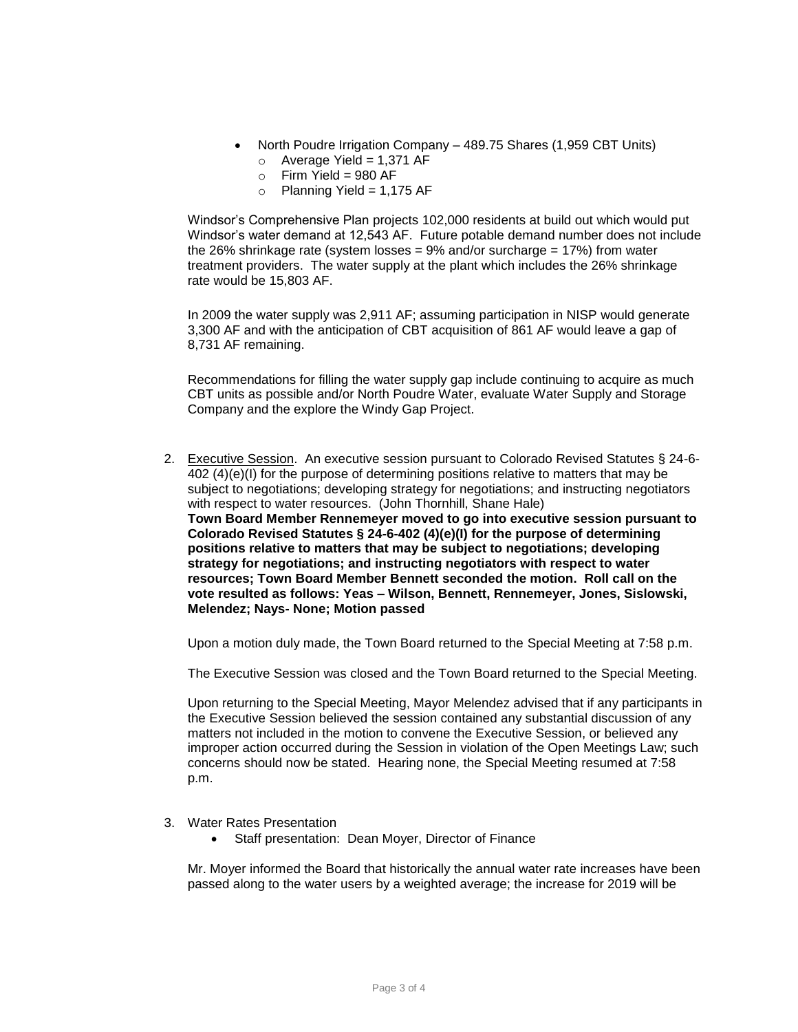- North Poudre Irrigation Company – 489.75 Shares (1,959 CBT Units)
  - Average Yield = 1,371 AF
  - Firm Yield = 980 AF
  - Planning Yield = 1,175 AF

Windsor's Comprehensive Plan projects 102,000 residents at build out which would put Windsor's water demand at 12,543 AF. Future potable demand number does not include the 26% shrinkage rate (system losses = 9% and/or surcharge = 17%) from water treatment providers. The water supply at the plant which includes the 26% shrinkage rate would be 15,803 AF.

In 2009 the water supply was 2,911 AF; assuming participation in NISP would generate 3,300 AF and with the anticipation of CBT acquisition of 861 AF would leave a gap of 8,731 AF remaining.

Recommendations for filling the water supply gap include continuing to acquire as much CBT units as possible and/or North Poudre Water, evaluate Water Supply and Storage Company and the explore the Windy Gap Project.

2. Executive Session. An executive session pursuant to Colorado Revised Statutes § 24-6-402 (4)(e)(I) for the purpose of determining positions relative to matters that may be subject to negotiations; developing strategy for negotiations; and instructing negotiators with respect to water resources. (John Thornhill, Shane Hale)
   **Town Board Member Rennemeyer moved to go into executive session pursuant to Colorado Revised Statutes § 24-6-402 (4)(e)(I) for the purpose of determining positions relative to matters that may be subject to negotiations; developing strategy for negotiations; and instructing negotiators with respect to water resources; Town Board Member Bennett seconded the motion. Roll call on the vote resulted as follows: Yeas – Wilson, Bennett, Rennemeyer, Jones, Sislowski, Melendez; Nays- None; Motion passed**

   Upon a motion duly made, the Town Board returned to the Special Meeting at 7:58 p.m.

   The Executive Session was closed and the Town Board returned to the Special Meeting.

   Upon returning to the Special Meeting, Mayor Melendez advised that if any participants in the Executive Session believed the session contained any substantial discussion of any matters not included in the motion to convene the Executive Session, or believed any improper action occurred during the Session in violation of the Open Meetings Law; such concerns should now be stated. Hearing none, the Special Meeting resumed at 7:58 p.m.

3. Water Rates Presentation
   - Staff presentation: Dean Moyer, Director of Finance

   Mr. Moyer informed the Board that historically the annual water rate increases have been passed along to the water users by a weighted average; the increase for 2019 will be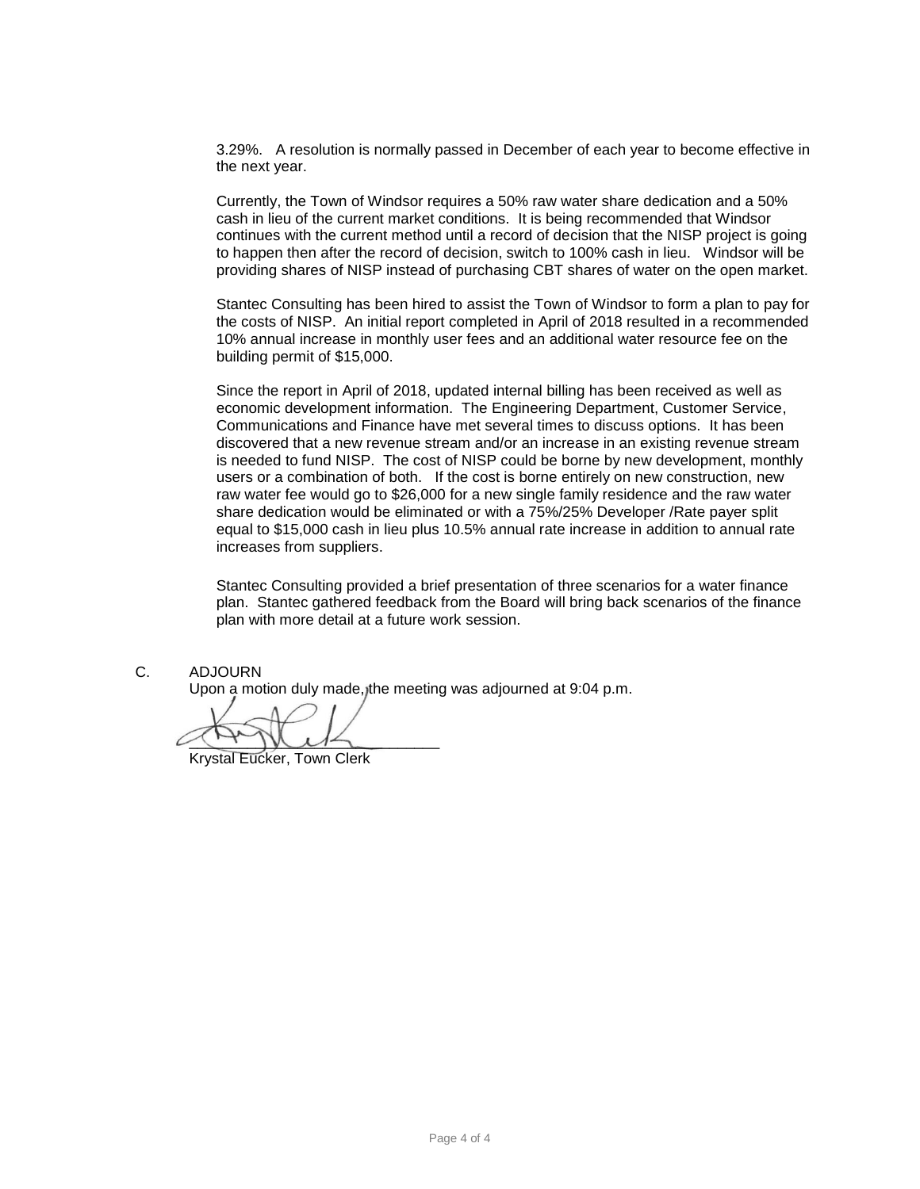3.29%. A resolution is normally passed in December of each year to become effective in the next year.

Currently, the Town of Windsor requires a 50% raw water share dedication and a 50% cash in lieu of the current market conditions. It is being recommended that Windsor continues with the current method until a record of decision that the NISP project is going to happen then after the record of decision, switch to 100% cash in lieu. Windsor will be providing shares of NISP instead of purchasing CBT shares of water on the open market.

Stantec Consulting has been hired to assist the Town of Windsor to form a plan to pay for the costs of NISP. An initial report completed in April of 2018 resulted in a recommended 10% annual increase in monthly user fees and an additional water resource fee on the building permit of $15,000.

Since the report in April of 2018, updated internal billing has been received as well as economic development information. The Engineering Department, Customer Service, Communications and Finance have met several times to discuss options. It has been discovered that a new revenue stream and/or an increase in an existing revenue stream is needed to fund NISP. The cost of NISP could be borne by new development, monthly users or a combination of both. If the cost is borne entirely on new construction, new raw water fee would go to $26,000 for a new single family residence and the raw water share dedication would be eliminated or with a 75%/25% Developer /Rate payer split equal to $15,000 cash in lieu plus 10.5% annual rate increase in addition to annual rate increases from suppliers.

Stantec Consulting provided a brief presentation of three scenarios for a water finance plan. Stantec gathered feedback from the Board will bring back scenarios of the finance plan with more detail at a future work session.

C. ADJOURN

Upon a motion duly made, the meeting was adjourned at 9:04 p.m.

\_\_\_\_\_\_\_\_\_\_\_\_\_\_\_\_\_\_\_\_\_\_\_\_\_\_

Krystal Eucker, Town Clerk